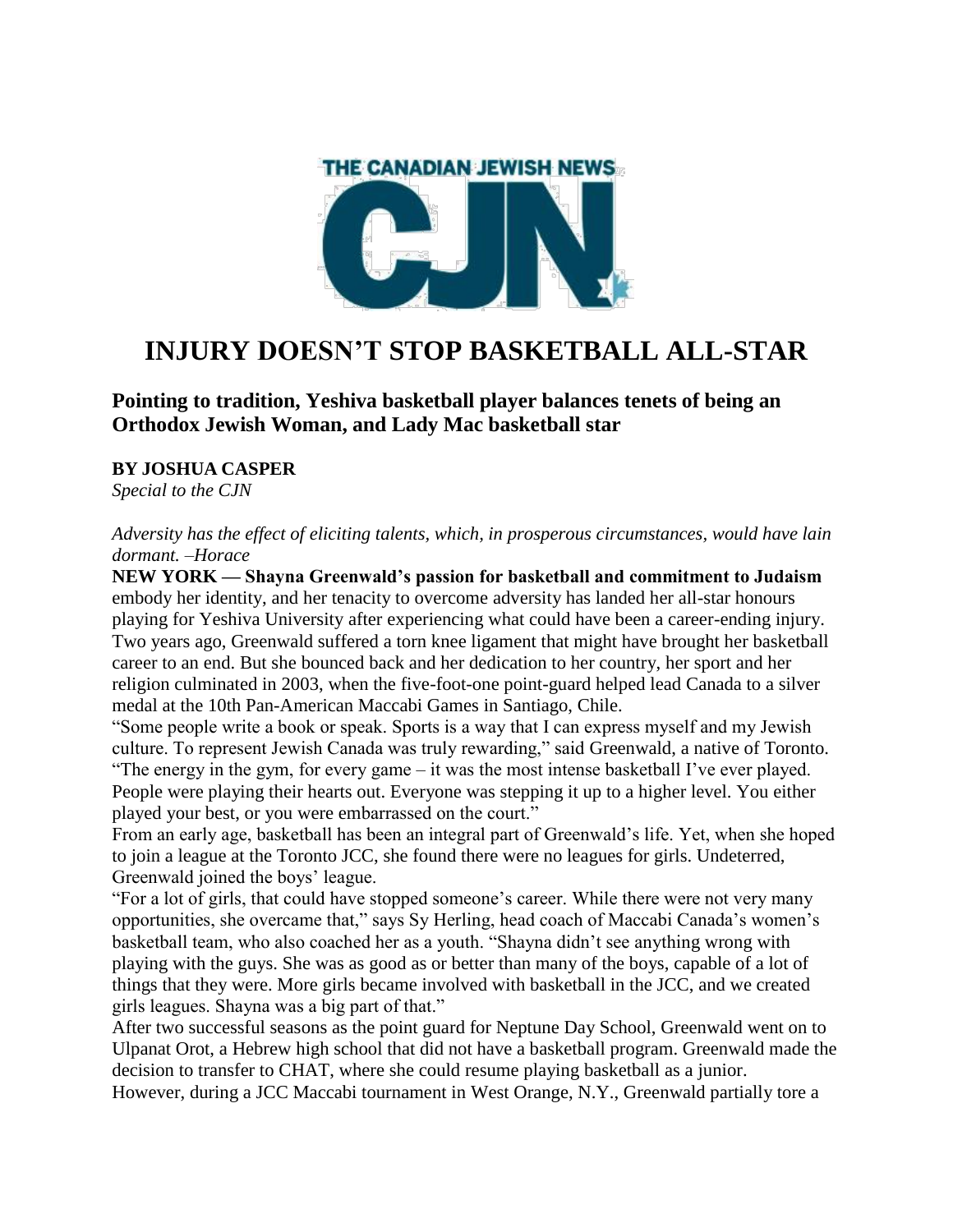# INJURY DOESN'T STOP BASKETBALL ALL-STAR

### Pointing to tradition, Yeshiva basketball player balances tenets of being an Orthodox Jewish Woman, and Lady Mac basketball star

**BY JOSHUA CASPER**
*Special to the CJN*

*Adversity has the effect of eliciting talents, which, in prosperous circumstances, would have lain dormant. –Horace*

**NEW YORK — Shayna Greenwald's passion for basketball and commitment to Judaism** embody her identity, and her tenacity to overcome adversity has landed her all-star honours playing for Yeshiva University after experiencing what could have been a career-ending injury. Two years ago, Greenwald suffered a torn knee ligament that might have brought her basketball career to an end. But she bounced back and her dedication to her country, her sport and her religion culminated in 2003, when the five-foot-one point-guard helped lead Canada to a silver medal at the 10th Pan-American Maccabi Games in Santiago, Chile.

"Some people write a book or speak. Sports is a way that I can express myself and my Jewish culture. To represent Jewish Canada was truly rewarding," said Greenwald, a native of Toronto. "The energy in the gym, for every game – it was the most intense basketball I've ever played. People were playing their hearts out. Everyone was stepping it up to a higher level. You either played your best, or you were embarrassed on the court."

From an early age, basketball has been an integral part of Greenwald's life. Yet, when she hoped to join a league at the Toronto JCC, she found there were no leagues for girls. Undeterred, Greenwald joined the boys' league.

"For a lot of girls, that could have stopped someone's career. While there were not very many opportunities, she overcame that," says Sy Herling, head coach of Maccabi Canada's women's basketball team, who also coached her as a youth. "Shayna didn't see anything wrong with playing with the guys. She was as good as or better than many of the boys, capable of a lot of things that they were. More girls became involved with basketball in the JCC, and we created girls leagues. Shayna was a big part of that."

After two successful seasons as the point guard for Neptune Day School, Greenwald went on to Ulpanat Orot, a Hebrew high school that did not have a basketball program. Greenwald made the decision to transfer to CHAT, where she could resume playing basketball as a junior.

However, during a JCC Maccabi tournament in West Orange, N.Y., Greenwald partially tore a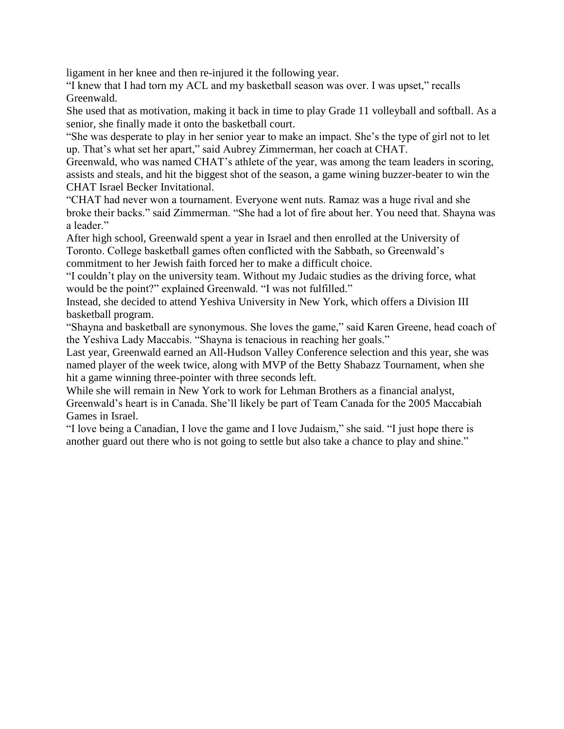ligament in her knee and then re-injured it the following year.

"I knew that I had torn my ACL and my basketball season was over. I was upset," recalls Greenwald.

She used that as motivation, making it back in time to play Grade 11 volleyball and softball. As a senior, she finally made it onto the basketball court.

"She was desperate to play in her senior year to make an impact. She's the type of girl not to let up. That's what set her apart," said Aubrey Zimmerman, her coach at CHAT.

Greenwald, who was named CHAT's athlete of the year, was among the team leaders in scoring, assists and steals, and hit the biggest shot of the season, a game wining buzzer-beater to win the CHAT Israel Becker Invitational.

"CHAT had never won a tournament. Everyone went nuts. Ramaz was a huge rival and she broke their backs." said Zimmerman. "She had a lot of fire about her. You need that. Shayna was a leader."

After high school, Greenwald spent a year in Israel and then enrolled at the University of Toronto. College basketball games often conflicted with the Sabbath, so Greenwald's commitment to her Jewish faith forced her to make a difficult choice.

"I couldn't play on the university team. Without my Judaic studies as the driving force, what would be the point?" explained Greenwald. "I was not fulfilled."

Instead, she decided to attend Yeshiva University in New York, which offers a Division III basketball program.

"Shayna and basketball are synonymous. She loves the game," said Karen Greene, head coach of the Yeshiva Lady Maccabis. "Shayna is tenacious in reaching her goals."

Last year, Greenwald earned an All-Hudson Valley Conference selection and this year, she was named player of the week twice, along with MVP of the Betty Shabazz Tournament, when she hit a game winning three-pointer with three seconds left.

While she will remain in New York to work for Lehman Brothers as a financial analyst, Greenwald's heart is in Canada. She'll likely be part of Team Canada for the 2005 Maccabiah Games in Israel.

"I love being a Canadian, I love the game and I love Judaism," she said. "I just hope there is another guard out there who is not going to settle but also take a chance to play and shine."